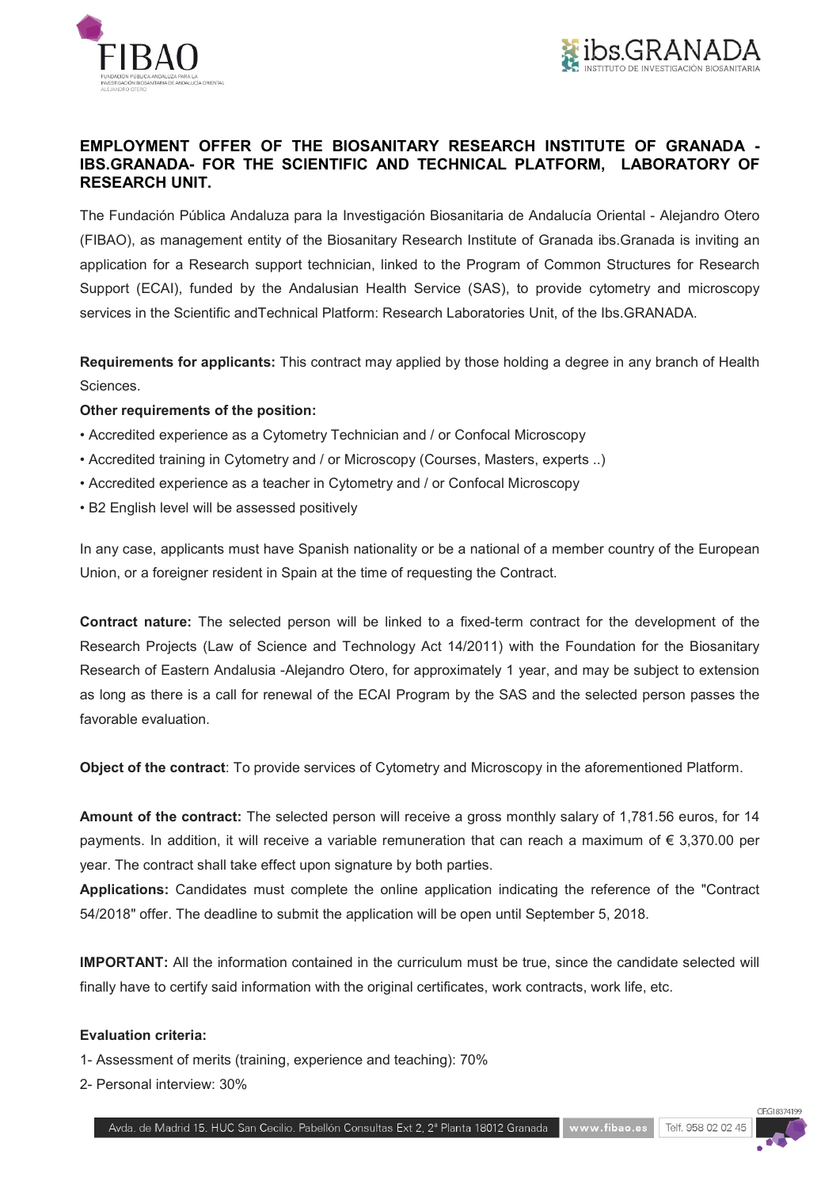**EMPLOYMENT OFFER OF THE BIOSANITARY RESEARCH INSTITUTE OF GRANADA - IBS.GRANADA- FOR THE SCIENTIFIC AND TECHNICAL PLATFORM, LABORATORY OF RESEARCH UNIT.**

The Fundación Pública Andaluza para la Investigación Biosanitaria de Andalucía Oriental - Alejandro Otero (FIBAO), as management entity of the Biosanitary Research Institute of Granada ibs.Granada is inviting an application for a Research support technician, linked to the Program of Common Structures for Research Support (ECAI), funded by the Andalusian Health Service (SAS), to provide cytometry and microscopy services in the Scientific andTechnical Platform: Research Laboratories Unit, of the Ibs.GRANADA.

**Requirements for applicants:** This contract may applied by those holding a degree in any branch of Health Sciences.

**Other requirements of the position:**

- Accredited experience as a Cytometry Technician and / or Confocal Microscopy
- Accredited training in Cytometry and / or Microscopy (Courses, Masters, experts ..)
- Accredited experience as a teacher in Cytometry and / or Confocal Microscopy
- B2 English level will be assessed positively

In any case, applicants must have Spanish nationality or be a national of a member country of the European Union, or a foreigner resident in Spain at the time of requesting the Contract.

**Contract nature:** The selected person will be linked to a fixed-term contract for the development of the Research Projects (Law of Science and Technology Act 14/2011) with the Foundation for the Biosanitary Research of Eastern Andalusia -Alejandro Otero, for approximately 1 year, and may be subject to extension as long as there is a call for renewal of the ECAI Program by the SAS and the selected person passes the favorable evaluation.

**Object of the contract**: To provide services of Cytometry and Microscopy in the aforementioned Platform.

**Amount of the contract:** The selected person will receive a gross monthly salary of 1,781.56 euros, for 14 payments. In addition, it will receive a variable remuneration that can reach a maximum of € 3,370.00 per year. The contract shall take effect upon signature by both parties.

**Applications:** Candidates must complete the online application indicating the reference of the "Contract 54/2018" offer. The deadline to submit the application will be open until September 5, 2018.

**IMPORTANT:** All the information contained in the curriculum must be true, since the candidate selected will finally have to certify said information with the original certificates, work contracts, work life, etc.

**Evaluation criteria:**

1- Assessment of merits (training, experience and teaching): 70%

2- Personal interview: 30%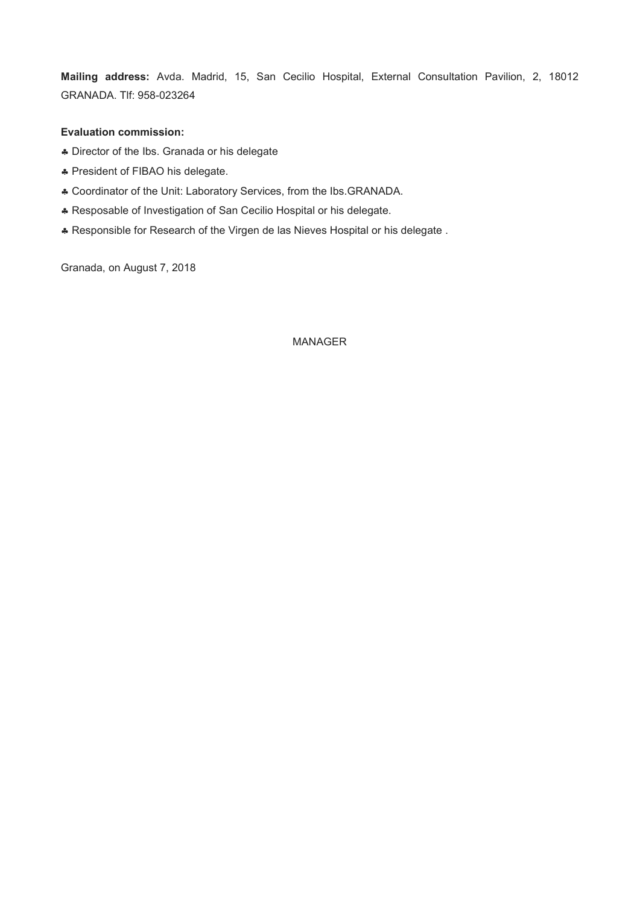**Mailing address:** Avda. Madrid, 15, San Cecilio Hospital, External Consultation Pavilion, 2, 18012 GRANADA. Tlf: 958-023264

**Evaluation commission:**

- ♣ Director of the Ibs. Granada or his delegate
- ♣ President of FIBAO his delegate.
- ♣ Coordinator of the Unit: Laboratory Services, from the Ibs.GRANADA.
- ♣ Resposable of Investigation of San Cecilio Hospital or his delegate.
- ♣ Responsible for Research of the Virgen de las Nieves Hospital or his delegate .

Granada, on August 7, 2018

MANAGER